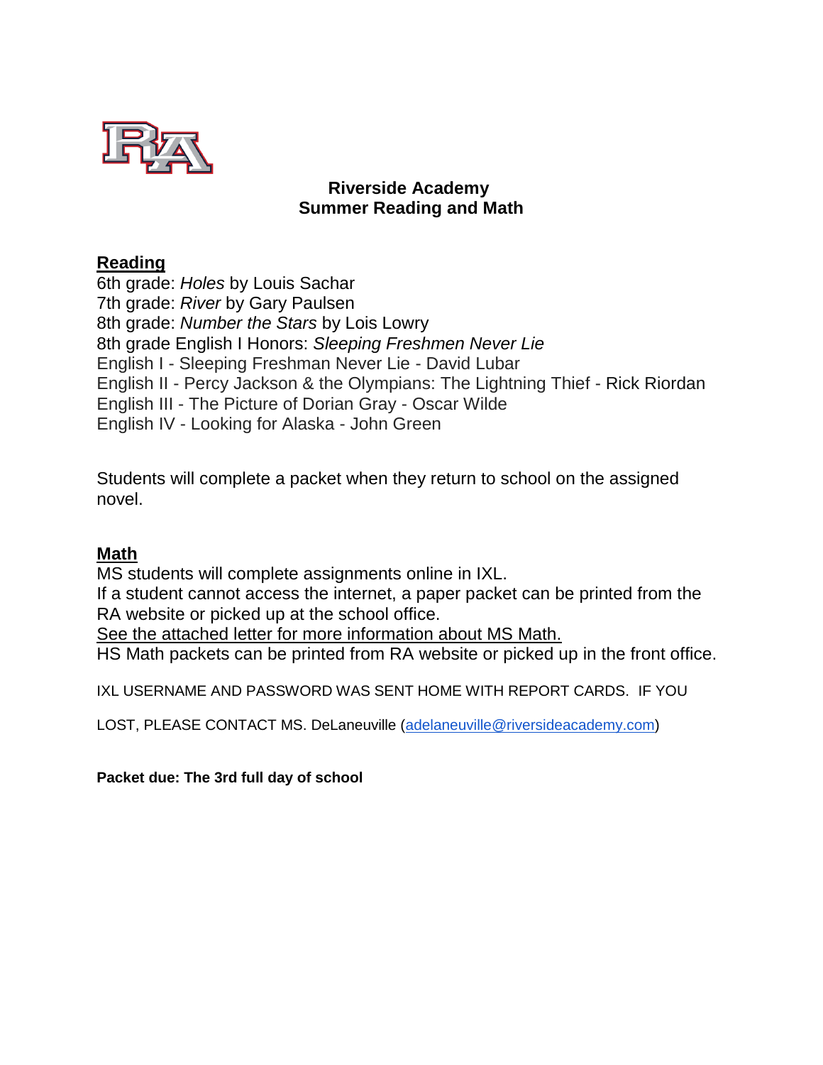# Riverside Academy
## Summer Reading and Math

**Reading**

6th grade: *Holes* by Louis Sachar
7th grade: *River* by Gary Paulsen
8th grade: *Number the Stars* by Lois Lowry
8th grade English I Honors: *Sleeping Freshmen Never Lie*
English I - Sleeping Freshman Never Lie - David Lubar
English II - Percy Jackson & the Olympians: The Lightning Thief - Rick Riordan
English III - The Picture of Dorian Gray - Oscar Wilde
English IV - Looking for Alaska - John Green

Students will complete a packet when they return to school on the assigned novel.

**Math**

MS students will complete assignments online in IXL.
If a student cannot access the internet, a paper packet can be printed from the RA website or picked up at the school office.
See the attached letter for more information about MS Math.
HS Math packets can be printed from RA website or picked up in the front office.

IXL USERNAME AND PASSWORD WAS SENT HOME WITH REPORT CARDS. IF YOU LOST, PLEASE CONTACT MS. DeLaneuville (adelaneuville@riversideacademy.com)

**Packet due: The 3rd full day of school**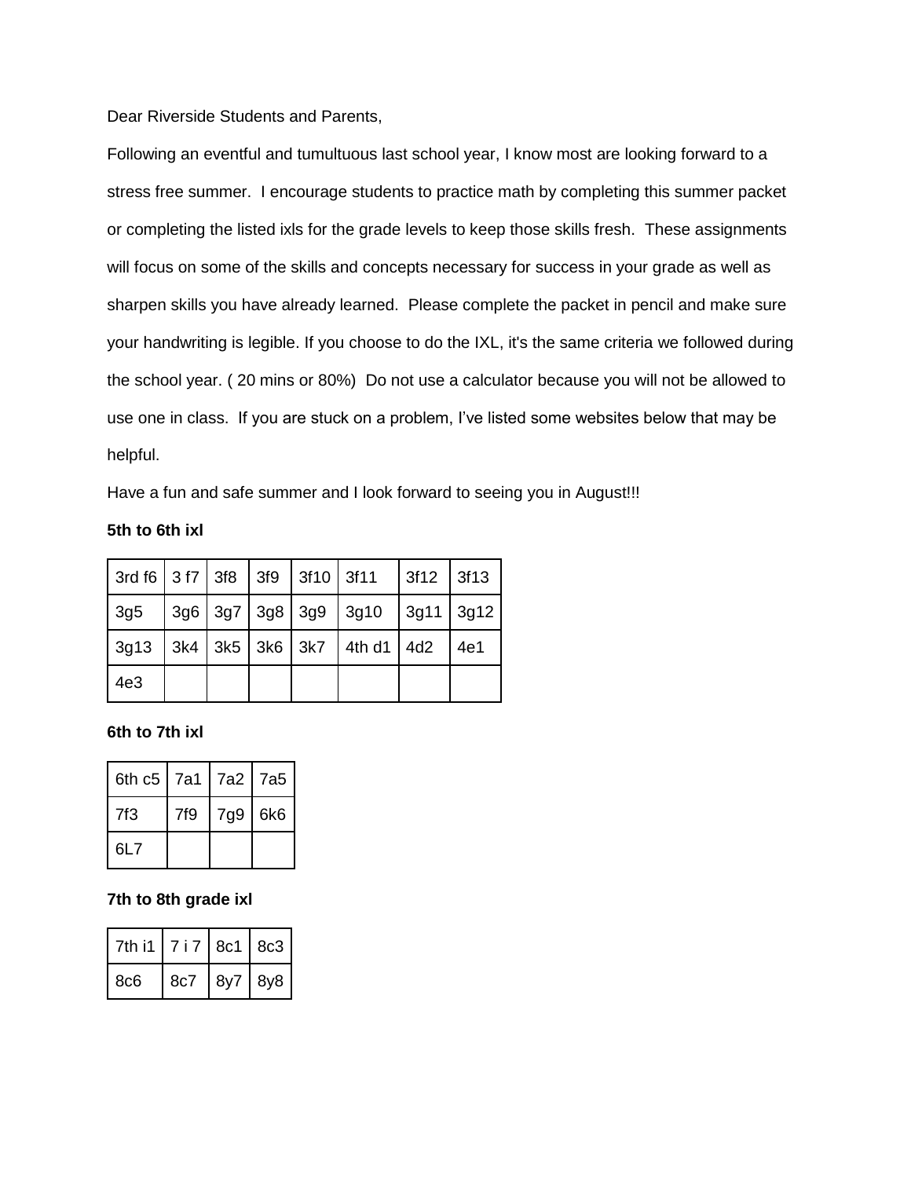Dear Riverside Students and Parents,

Following an eventful and tumultuous last school year, I know most are looking forward to a stress free summer. I encourage students to practice math by completing this summer packet or completing the listed ixls for the grade levels to keep those skills fresh. These assignments will focus on some of the skills and concepts necessary for success in your grade as well as sharpen skills you have already learned. Please complete the packet in pencil and make sure your handwriting is legible. If you choose to do the IXL, it's the same criteria we followed during the school year. ( 20 mins or 80%) Do not use a calculator because you will not be allowed to use one in class. If you are stuck on a problem, I've listed some websites below that may be helpful.

Have a fun and safe summer and I look forward to seeing you in August!!!

**5th to 6th ixl**

| | | | | | | | |
|---|---|---|---|---|---|---|---|
| 3rd f6 | 3 f7 | 3f8 | 3f9 | 3f10 | 3f11 | 3f12 | 3f13 |
| 3g5 | 3g6 | 3g7 | 3g8 | 3g9 | 3g10 | 3g11 | 3g12 |
| 3g13 | 3k4 | 3k5 | 3k6 | 3k7 | 4th d1 | 4d2 | 4e1 |
| 4e3 | | | | | | | |

**6th to 7th ixl**

| | | | |
|---|---|---|---|
| 6th c5 | 7a1 | 7a2 | 7a5 |
| 7f3 | 7f9 | 7g9 | 6k6 |
| 6L7 | | | |

**7th to 8th grade ixl**

| | | | |
|---|---|---|---|
| 7th i1 | 7 i 7 | 8c1 | 8c3 |
| 8c6 | 8c7 | 8y7 | 8y8 |